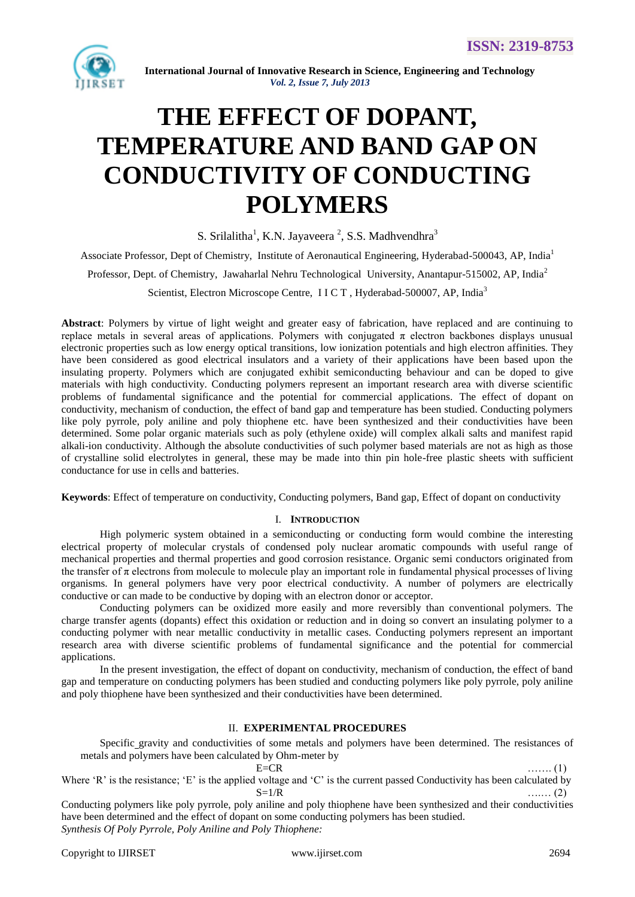# THE EFFECT OF DOPANT, TEMPERATURE AND BAND GAP ON CONDUCTIVITY OF CONDUCTING POLYMERS

S. Srilalitha[1], K.N. Jayaveera [2], S.S. Madhvendhra[3]

Associate Professor, Dept of Chemistry, Institute of Aeronautical Engineering, Hyderabad-500043, AP, India[1]

Professor, Dept. of Chemistry, Jawaharlal Nehru Technological University, Anantapur-515002, AP, India[2]

Scientist, Electron Microscope Centre, I I C T , Hyderabad-500007, AP, India[3]

**Abstract**: Polymers by virtue of light weight and greater easy of fabrication, have replaced and are continuing to replace metals in several areas of applications. Polymers with conjugated $\pi$ electron backbones displays unusual electronic properties such as low energy optical transitions, low ionization potentials and high electron affinities. They have been considered as good electrical insulators and a variety of their applications have been based upon the insulating property. Polymers which are conjugated exhibit semiconducting behaviour and can be doped to give materials with high conductivity. Conducting polymers represent an important research area with diverse scientific problems of fundamental significance and the potential for commercial applications. The effect of dopant on conductivity, mechanism of conduction, the effect of band gap and temperature has been studied. Conducting polymers like poly pyrrole, poly aniline and poly thiophene etc. have been synthesized and their conductivities have been determined. Some polar organic materials such as poly (ethylene oxide) will complex alkali salts and manifest rapid alkali-ion conductivity. Although the absolute conductivities of such polymer based materials are not as high as those of crystalline solid electrolytes in general, these may be made into thin pin hole-free plastic sheets with sufficient conductance for use in cells and batteries.

**Keywords**: Effect of temperature on conductivity, Conducting polymers, Band gap, Effect of dopant on conductivity

## I. INTRODUCTION

High polymeric system obtained in a semiconducting or conducting form would combine the interesting electrical property of molecular crystals of condensed poly nuclear aromatic compounds with useful range of mechanical properties and thermal properties and good corrosion resistance. Organic semi conductors originated from the transfer of $\pi$ electrons from molecule to molecule play an important role in fundamental physical processes of living organisms. In general polymers have very poor electrical conductivity. A number of polymers are electrically conductive or can made to be conductive by doping with an electron donor or acceptor.

Conducting polymers can be oxidized more easily and more reversibly than conventional polymers. The charge transfer agents (dopants) effect this oxidation or reduction and in doing so convert an insulating polymer to a conducting polymer with near metallic conductivity in metallic cases. Conducting polymers represent an important research area with diverse scientific problems of fundamental significance and the potential for commercial applications.

In the present investigation, the effect of dopant on conductivity, mechanism of conduction, the effect of band gap and temperature on conducting polymers has been studied and conducting polymers like poly pyrrole, poly aniline and poly thiophene have been synthesized and their conductivities have been determined.

## II. EXPERIMENTAL PROCEDURES

Specific_gravity and conductivities of some metals and polymers have been determined. The resistances of metals and polymers have been calculated by Ohm-meter by

$$E=CR \qquad \text{....... (1)}$$

Where 'R' is the resistance; 'E' is the applied voltage and 'C' is the current passed Conductivity has been calculated by

$$S=1/R \qquad \text{....... (2)}$$

Conducting polymers like poly pyrrole, poly aniline and poly thiophene have been synthesized and their conductivities have been determined and the effect of dopant on some conducting polymers has been studied.

*Synthesis Of Poly Pyrrole, Poly Aniline and Poly Thiophene:*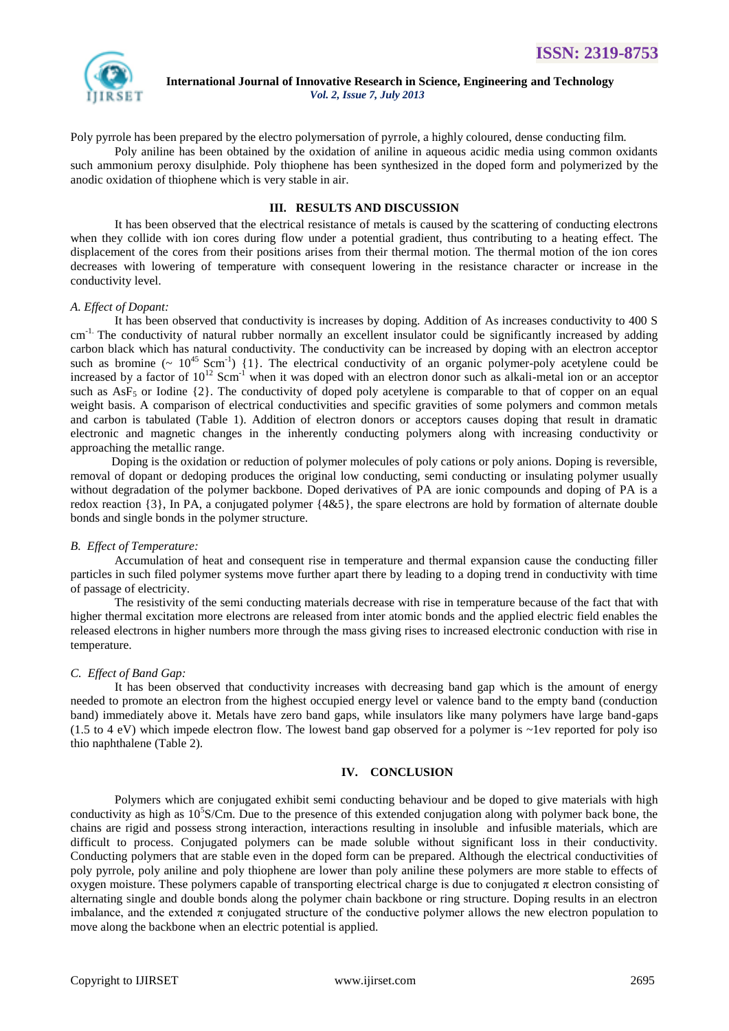Poly pyrrole has been prepared by the electro polymersation of pyrrole, a highly coloured, dense conducting film.

Poly aniline has been obtained by the oxidation of aniline in aqueous acidic media using common oxidants such ammonium peroxy disulphide. Poly thiophene has been synthesized in the doped form and polymerized by the anodic oxidation of thiophene which is very stable in air.

## III. RESULTS AND DISCUSSION

It has been observed that the electrical resistance of metals is caused by the scattering of conducting electrons when they collide with ion cores during flow under a potential gradient, thus contributing to a heating effect. The displacement of the cores from their positions arises from their thermal motion. The thermal motion of the ion cores decreases with lowering of temperature with consequent lowering in the resistance character or increase in the conductivity level.

### *A. Effect of Dopant:*

It has been observed that conductivity is increases by doping. Addition of As increases conductivity to 400 S $cm^{-1.}$ The conductivity of natural rubber normally an excellent insulator could be significantly increased by adding carbon black which has natural conductivity. The conductivity can be increased by doping with an electron acceptor such as bromine ($\sim 10^{45}$ $Scm^{-1}$) {1}. The electrical conductivity of an organic polymer-poly acetylene could be increased by a factor of $10^{12}$ $Scm^{-1}$ when it was doped with an electron donor such as alkali-metal ion or an acceptor such as $AsF_5$ or Iodine {2}. The conductivity of doped poly acetylene is comparable to that of copper on an equal weight basis. A comparison of electrical conductivities and specific gravities of some polymers and common metals and carbon is tabulated (Table 1). Addition of electron donors or acceptors causes doping that result in dramatic electronic and magnetic changes in the inherently conducting polymers along with increasing conductivity or approaching the metallic range.

Doping is the oxidation or reduction of polymer molecules of poly cations or poly anions. Doping is reversible, removal of dopant or dedoping produces the original low conducting, semi conducting or insulating polymer usually without degradation of the polymer backbone. Doped derivatives of PA are ionic compounds and doping of PA is a redox reaction {3}, In PA, a conjugated polymer {4&5}, the spare electrons are hold by formation of alternate double bonds and single bonds in the polymer structure.

### *B. Effect of Temperature:*

Accumulation of heat and consequent rise in temperature and thermal expansion cause the conducting filler particles in such filed polymer systems move further apart there by leading to a doping trend in conductivity with time of passage of electricity.

The resistivity of the semi conducting materials decrease with rise in temperature because of the fact that with higher thermal excitation more electrons are released from inter atomic bonds and the applied electric field enables the released electrons in higher numbers more through the mass giving rises to increased electronic conduction with rise in temperature.

### *C. Effect of Band Gap:*

It has been observed that conductivity increases with decreasing band gap which is the amount of energy needed to promote an electron from the highest occupied energy level or valence band to the empty band (conduction band) immediately above it. Metals have zero band gaps, while insulators like many polymers have large band-gaps (1.5 to 4 eV) which impede electron flow. The lowest band gap observed for a polymer is ~1ev reported for poly iso thio naphthalene (Table 2).

## IV. CONCLUSION

Polymers which are conjugated exhibit semi conducting behaviour and be doped to give materials with high conductivity as high as $10^5$S/Cm. Due to the presence of this extended conjugation along with polymer back bone, the chains are rigid and possess strong interaction, interactions resulting in insoluble and infusible materials, which are difficult to process. Conjugated polymers can be made soluble without significant loss in their conductivity. Conducting polymers that are stable even in the doped form can be prepared. Although the electrical conductivities of poly pyrrole, poly aniline and poly thiophene are lower than poly aniline these polymers are more stable to effects of oxygen moisture. These polymers capable of transporting electrical charge is due to conjugated $\pi$ electron consisting of alternating single and double bonds along the polymer chain backbone or ring structure. Doping results in an electron imbalance, and the extended $\pi$ conjugated structure of the conductive polymer allows the new electron population to move along the backbone when an electric potential is applied.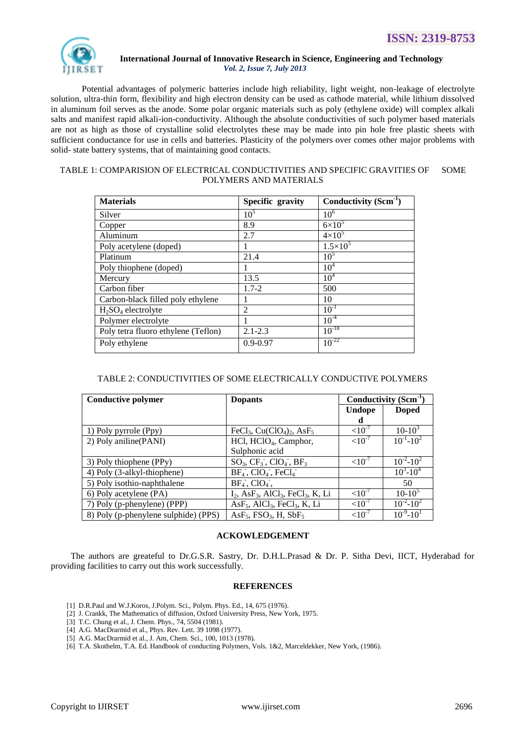Potential advantages of polymeric batteries include high reliability, light weight, non-leakage of electrolyte solution, ultra-thin form, flexibility and high electron density can be used as cathode material, while lithium dissolved in aluminum foil serves as the anode. Some polar organic materials such as poly (ethylene oxide) will complex alkali salts and manifest rapid alkali-ion-conductivity. Although the absolute conductivities of such polymer based materials are not as high as those of crystalline solid electrolytes these may be made into pin hole free plastic sheets with sufficient conductance for use in cells and batteries. Plasticity of the polymers over comes other major problems with solid- state battery systems, that of maintaining good contacts.

TABLE 1: COMPARISION OF ELECTRICAL CONDUCTIVITIES AND SPECIFIC GRAVITIES OF SOME POLYMERS AND MATERIALS

| **Materials** | **Specific gravity** | **Conductivity ($Scm^{-1}$)** |
|---|---|---|
| Silver | $10^5$ | $10^6$ |
| Copper | 8.9 | $6\times10^5$ |
| Aluminum | 2.7 | $4\times10^5$ |
| Poly acetylene (doped) | 1 | $1.5\times10^5$ |
| Platinum | 21.4 | $10^5$ |
| Poly thiophene (doped) | 1 | $10^4$ |
| Mercury | 13.5 | $10^4$ |
| Carbon fiber | 1.7-2 | 500 |
| Carbon-black filled poly ethylene | 1 | 10 |
| $H_2SO_4$ electrolyte | 2 | $10^{-1}$ |
| Polymer electrolyte | 1 | $10^{-4}$ |
| Poly tetra fluoro ethylene (Teflon) | 2.1-2.3 | $10^{-18}$ |
| Poly ethylene | 0.9-0.97 | $10^{-22}$ |

TABLE 2: CONDUCTIVITIES OF SOME ELECTRICALLY CONDUCTIVE POLYMERS

| **Conductive polymer** | **Dopants** | **Conductivity ($Scm^{-1}$)** | |
|---|---|---|---|
| | | **Undoped** | **Doped** |
| 1) Poly pyrrole (Ppy) | $FeCl_3$, $Cu(ClO_4)_2$, $AsF_5$ | $<10^{-7}$ | $10\text{-}10^3$ |
| 2) Poly aniline(PANI) | HCl, $HClO_4$, Camphor, Sulphonic acid | $<10^{-7}$ | $10^{-1}\text{-}10^2$ |
| 3) Poly thiophene (PPy) | $SO_3$, $CF_3^-$, $ClO_4^-$, $BF_3$ | $<10^{-7}$ | $10^{-2}\text{-}10^2$ |
| 4) Poly (3-alkyl-thiophene) | $BF_4^-$, $ClO_4^-$, $FeCl_4^-$ | | $10^3\text{-}10^4$ |
| 5) Poly isothio-naphthalene | $BF_4^-$, $ClO_4^-$, | | 50 |
| 6) Poly acetylene (PA) | $I_2$, $AsF_3$, $AlCl_3$, $FeCl_3$, K, Li | $<10^{-7}$ | $10\text{-}10^5$ |
| 7) Poly (p-phenylene) (PPP) | $AsF_5$, $AlCl_3$, $FeCl_3$, K, Li | $<10^{-7}$ | $10^{-2}\text{-}10^2$ |
| 8) Poly (p-phenylene sulphide) (PPS) | $AsF_5$, $FSO_3$, H, $SbF_5$ | $<10^{-7}$ | $10^{-9}\text{-}10^1$ |

## ACKOWLEDGEMENT

The authors are greateful to Dr.G.S.R. Sastry, Dr. D.H.L.Prasad & Dr. P. Sitha Devi, IICT, Hyderabad for providing facilities to carry out this work successfully.

## REFERENCES

[1] D.R.Paul and W.J.Koros, J.Polym. Sci., Polym. Phys. Ed., 14, 675 (1976).
[2] J. Crankk, The Mathematics of diffusion, Oxford University Press, New York, 1975.
[3] T.C. Chung et al., J. Chem. Phys., 74, 5504 (1981).
[4] A.G. MacDrarmid et al., Phys. Rev. Lett. 39 1098 (1977).
[5] A.G. MacDrarmid et al., J. Am, Chem. Sci., 100, 1013 (1978).
[6] T.A. Skothelm, T.A. Ed. Handbook of conducting Polymers, Vols. 1&2, Marceldekker, New York, (1986).